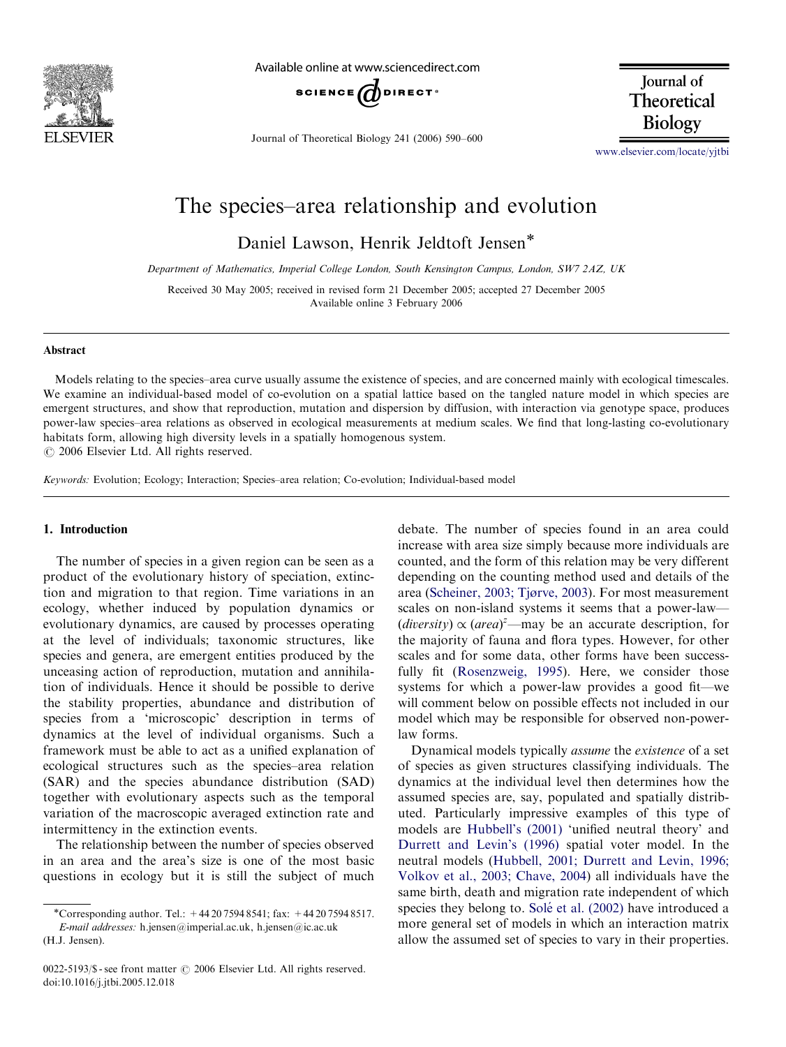# The species–area relationship and evolution

Daniel Lawson, Henrik Jeldtoft Jensen*

*Department of Mathematics, Imperial College London, South Kensington Campus, London, SW7 2AZ, UK*

Received 30 May 2005; received in revised form 21 December 2005; accepted 27 December 2005
Available online 3 February 2006

## Abstract

Models relating to the species–area curve usually assume the existence of species, and are concerned mainly with ecological timescales. We examine an individual-based model of co-evolution on a spatial lattice based on the tangled nature model in which species are emergent structures, and show that reproduction, mutation and dispersion by diffusion, with interaction via genotype space, produces power-law species–area relations as observed in ecological measurements at medium scales. We find that long-lasting co-evolutionary habitats form, allowing high diversity levels in a spatially homogenous system.

© 2006 Elsevier Ltd. All rights reserved.

*Keywords:* Evolution; Ecology; Interaction; Species–area relation; Co-evolution; Individual-based model

## 1. Introduction

The number of species in a given region can be seen as a product of the evolutionary history of speciation, extinction and migration to that region. Time variations in an ecology, whether induced by population dynamics or evolutionary dynamics, are caused by processes operating at the level of individuals; taxonomic structures, like species and genera, are emergent entities produced by the unceasing action of reproduction, mutation and annihilation of individuals. Hence it should be possible to derive the stability properties, abundance and distribution of species from a 'microscopic' description in terms of dynamics at the level of individual organisms. Such a framework must be able to act as a unified explanation of ecological structures such as the species–area relation (SAR) and the species abundance distribution (SAD) together with evolutionary aspects such as the temporal variation of the macroscopic averaged extinction rate and intermittency in the extinction events.

The relationship between the number of species observed in an area and the area's size is one of the most basic questions in ecology but it is still the subject of much debate. The number of species found in an area could increase with area size simply because more individuals are counted, and the form of this relation may be very different depending on the counting method used and details of the area (Scheiner, 2003; Tjørve, 2003). For most measurement scales on non-island systems it seems that a power-law—$(diversity) \propto (area)^z$—may be an accurate description, for the majority of fauna and flora types. However, for other scales and for some data, other forms have been successfully fit (Rosenzweig, 1995). Here, we consider those systems for which a power-law provides a good fit—we will comment below on possible effects not included in our model which may be responsible for observed non-power-law forms.

Dynamical models typically *assume* the *existence* of a set of species as given structures classifying individuals. The dynamics at the individual level then determines how the assumed species are, say, populated and spatially distributed. Particularly impressive examples of this type of models are Hubbell's (2001) 'unified neutral theory' and Durrett and Levin's (1996) spatial voter model. In the neutral models (Hubbell, 2001; Durrett and Levin, 1996; Volkov et al., 2003; Chave, 2004) all individuals have the same birth, death and migration rate independent of which species they belong to. Solé et al. (2002) have introduced a more general set of models in which an interaction matrix allow the assumed set of species to vary in their properties.

*Corresponding author. Tel.: +44 20 7594 8541; fax: +44 20 7594 8517.
*E-mail addresses:* h.jensen@imperial.ac.uk, h.jensen@ic.ac.uk (H.J. Jensen).

0022-5193/$ - see front matter © 2006 Elsevier Ltd. All rights reserved.
doi:10.1016/j.jtbi.2005.12.018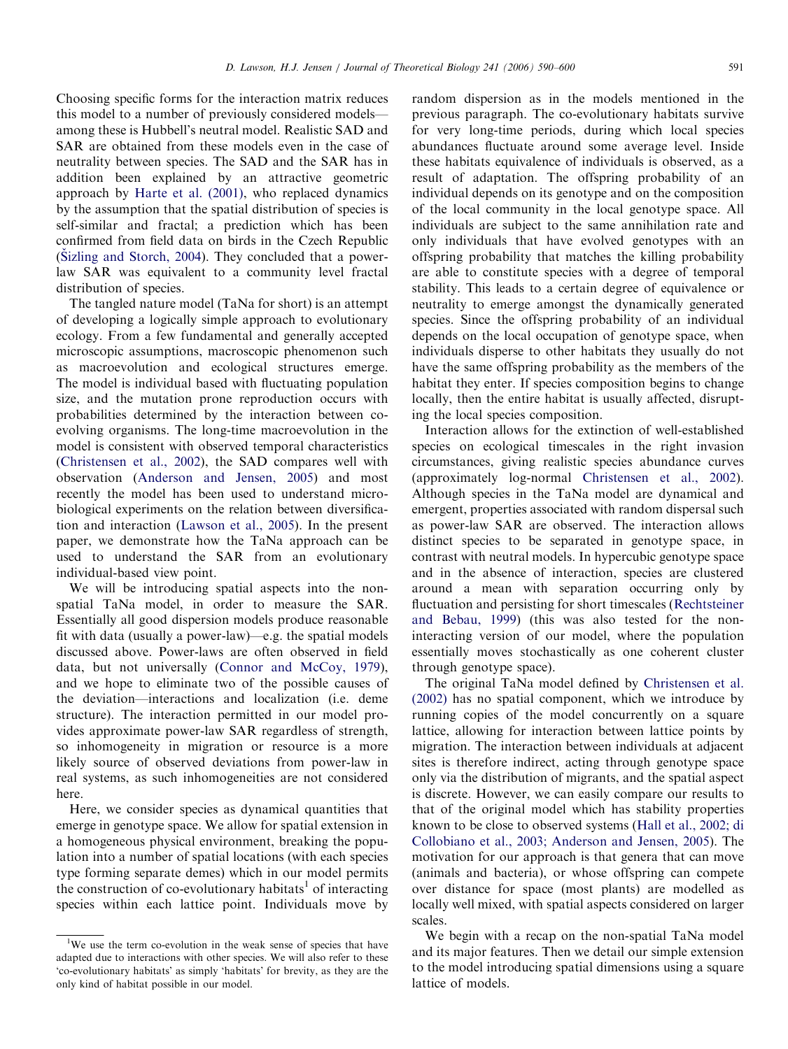Choosing specific forms for the interaction matrix reduces this model to a number of previously considered models—among these is Hubbell's neutral model. Realistic SAD and SAR are obtained from these models even in the case of neutrality between species. The SAD and the SAR has in addition been explained by an attractive geometric approach by Harte et al. (2001), who replaced dynamics by the assumption that the spatial distribution of species is self-similar and fractal; a prediction which has been confirmed from field data on birds in the Czech Republic (Šizling and Storch, 2004). They concluded that a power-law SAR was equivalent to a community level fractal distribution of species.

The tangled nature model (TaNa for short) is an attempt of developing a logically simple approach to evolutionary ecology. From a few fundamental and generally accepted microscopic assumptions, macroscopic phenomenon such as macroevolution and ecological structures emerge. The model is individual based with fluctuating population size, and the mutation prone reproduction occurs with probabilities determined by the interaction between co-evolving organisms. The long-time macroevolution in the model is consistent with observed temporal characteristics (Christensen et al., 2002), the SAD compares well with observation (Anderson and Jensen, 2005) and most recently the model has been used to understand micro-biological experiments on the relation between diversification and interaction (Lawson et al., 2005). In the present paper, we demonstrate how the TaNa approach can be used to understand the SAR from an evolutionary individual-based view point.

We will be introducing spatial aspects into the non-spatial TaNa model, in order to measure the SAR. Essentially all good dispersion models produce reasonable fit with data (usually a power-law)—e.g. the spatial models discussed above. Power-laws are often observed in field data, but not universally (Connor and McCoy, 1979), and we hope to eliminate two of the possible causes of the deviation—interactions and localization (i.e. deme structure). The interaction permitted in our model provides approximate power-law SAR regardless of strength, so inhomogeneity in migration or resource is a more likely source of observed deviations from power-law in real systems, as such inhomogeneities are not considered here.

Here, we consider species as dynamical quantities that emerge in genotype space. We allow for spatial extension in a homogeneous physical environment, breaking the population into a number of spatial locations (with each species type forming separate demes) which in our model permits the construction of co-evolutionary habitats[1] of interacting species within each lattice point. Individuals move by random dispersion as in the models mentioned in the previous paragraph. The co-evolutionary habitats survive for very long-time periods, during which local species abundances fluctuate around some average level. Inside these habitats equivalence of individuals is observed, as a result of adaptation. The offspring probability of an individual depends on its genotype and on the composition of the local community in the local genotype space. All individuals are subject to the same annihilation rate and only individuals that have evolved genotypes with an offspring probability that matches the killing probability are able to constitute species with a degree of temporal stability. This leads to a certain degree of equivalence or neutrality to emerge amongst the dynamically generated species. Since the offspring probability of an individual depends on the local occupation of genotype space, when individuals disperse to other habitats they usually do not have the same offspring probability as the members of the habitat they enter. If species composition begins to change locally, then the entire habitat is usually affected, disrupting the local species composition.

Interaction allows for the extinction of well-established species on ecological timescales in the right invasion circumstances, giving realistic species abundance curves (approximately log-normal Christensen et al., 2002). Although species in the TaNa model are dynamical and emergent, properties associated with random dispersal such as power-law SAR are observed. The interaction allows distinct species to be separated in genotype space, in contrast with neutral models. In hypercubic genotype space and in the absence of interaction, species are clustered around a mean with separation occurring only by fluctuation and persisting for short timescales (Rechtsteiner and Bebau, 1999) (this was also tested for the non-interacting version of our model, where the population essentially moves stochastically as one coherent cluster through genotype space).

The original TaNa model defined by Christensen et al. (2002) has no spatial component, which we introduce by running copies of the model concurrently on a square lattice, allowing for interaction between lattice points by migration. The interaction between individuals at adjacent sites is therefore indirect, acting through genotype space only via the distribution of migrants, and the spatial aspect is discrete. However, we can easily compare our results to that of the original model which has stability properties known to be close to observed systems (Hall et al., 2002; di Collobiano et al., 2003; Anderson and Jensen, 2005). The motivation for our approach is that genera that can move (animals and bacteria), or whose offspring can compete over distance for space (most plants) are modelled as locally well mixed, with spatial aspects considered on larger scales.

We begin with a recap on the non-spatial TaNa model and its major features. Then we detail our simple extension to the model introducing spatial dimensions using a square lattice of models.

[1] We use the term co-evolution in the weak sense of species that have adapted due to interactions with other species. We will also refer to these 'co-evolutionary habitats' as simply 'habitats' for brevity, as they are the only kind of habitat possible in our model.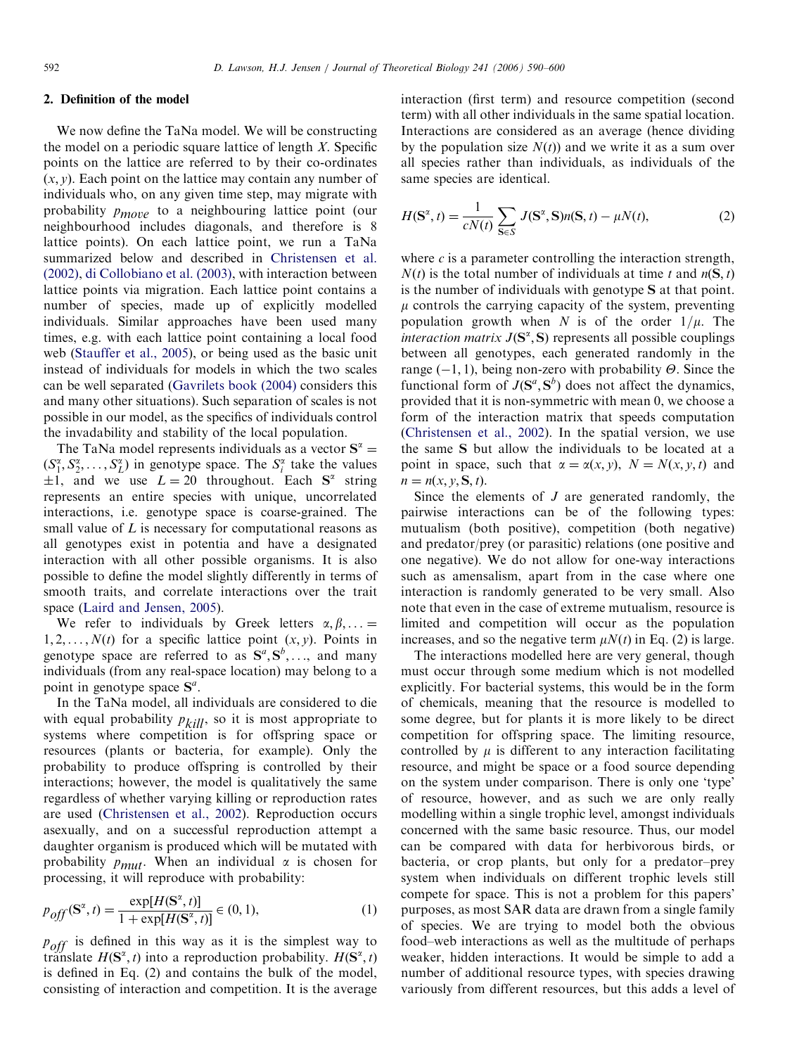## 2. Definition of the model

We now define the TaNa model. We will be constructing the model on a periodic square lattice of length $X$. Specific points on the lattice are referred to by their co-ordinates $(x, y)$. Each point on the lattice may contain any number of individuals who, on any given time step, may migrate with probability $p_{move}$ to a neighbouring lattice point (our neighbourhood includes diagonals, and therefore is 8 lattice points). On each lattice point, we run a TaNa summarized below and described in Christensen et al. (2002), di Collobiano et al. (2003), with interaction between lattice points via migration. Each lattice point contains a number of species, made up of explicitly modelled individuals. Similar approaches have been used many times, e.g. with each lattice point containing a local food web (Stauffer et al., 2005), or being used as the basic unit instead of individuals for models in which the two scales can be well separated (Gavrilets book (2004) considers this and many other situations). Such separation of scales is not possible in our model, as the specifics of individuals control the invadability and stability of the local population.

The TaNa model represents individuals as a vector $\mathbf{S}^{\alpha} = (S_1^{\alpha}, S_2^{\alpha}, \ldots, S_L^{\alpha})$ in genotype space. The $S_i^{\alpha}$ take the values $\pm 1$, and we use $L = 20$ throughout. Each $\mathbf{S}^{\alpha}$ string represents an entire species with unique, uncorrelated interactions, i.e. genotype space is coarse-grained. The small value of $L$ is necessary for computational reasons as all genotypes exist in potentia and have a designated interaction with all other possible organisms. It is also possible to define the model slightly differently in terms of smooth traits, and correlate interactions over the trait space (Laird and Jensen, 2005).

We refer to individuals by Greek letters $\alpha, \beta, \ldots = 1, 2, \ldots, N(t)$ for a specific lattice point $(x, y)$. Points in genotype space are referred to as $\mathbf{S}^{a}, \mathbf{S}^{b}, \ldots$, and many individuals (from any real-space location) may belong to a point in genotype space $\mathbf{S}^{a}$.

In the TaNa model, all individuals are considered to die with equal probability $p_{kill}$, so it is most appropriate to systems where competition is for offspring space or resources (plants or bacteria, for example). Only the probability to produce offspring is controlled by their interactions; however, the model is qualitatively the same regardless of whether varying killing or reproduction rates are used (Christensen et al., 2002). Reproduction occurs asexually, and on a successful reproduction attempt a daughter organism is produced which will be mutated with probability $p_{mut}$. When an individual $\alpha$ is chosen for processing, it will reproduce with probability:

$$p_{off}(\mathbf{S}^{\alpha}, t) = \frac{\exp[H(\mathbf{S}^{\alpha}, t)]}{1 + \exp[H(\mathbf{S}^{\alpha}, t)]} \in (0, 1), \tag{1}$$

$p_{off}$ is defined in this way as it is the simplest way to translate $H(\mathbf{S}^{\alpha}, t)$ into a reproduction probability. $H(\mathbf{S}^{\alpha}, t)$ is defined in Eq. (2) and contains the bulk of the model, consisting of interaction and competition. It is the average interaction (first term) and resource competition (second term) with all other individuals in the same spatial location. Interactions are considered as an average (hence dividing by the population size $N(t)$) and we write it as a sum over all species rather than individuals, as individuals of the same species are identical.

$$H(\mathbf{S}^{\alpha}, t) = \frac{1}{cN(t)} \sum_{\mathbf{S} \in S} J(\mathbf{S}^{\alpha}, \mathbf{S}) n(\mathbf{S}, t) - \mu N(t), \tag{2}$$

where $c$ is a parameter controlling the interaction strength, $N(t)$ is the total number of individuals at time $t$ and $n(\mathbf{S}, t)$ is the number of individuals with genotype $\mathbf{S}$ at that point. $\mu$ controls the carrying capacity of the system, preventing population growth when $N$ is of the order $1/\mu$. The *interaction matrix* $J(\mathbf{S}^{\alpha}, \mathbf{S})$ represents all possible couplings between all genotypes, each generated randomly in the range $(-1, 1)$, being non-zero with probability $\Theta$. Since the functional form of $J(\mathbf{S}^{a}, \mathbf{S}^{b})$ does not affect the dynamics, provided that it is non-symmetric with mean 0, we choose a form of the interaction matrix that speeds computation (Christensen et al., 2002). In the spatial version, we use the same $\mathbf{S}$ but allow the individuals to be located at a point in space, such that $\alpha = \alpha(x, y)$, $N = N(x, y, t)$ and $n = n(x, y, \mathbf{S}, t)$.

Since the elements of $J$ are generated randomly, the pairwise interactions can be of the following types: mutualism (both positive), competition (both negative) and predator/prey (or parasitic) relations (one positive and one negative). We do not allow for one-way interactions such as amensalism, apart from in the case where one interaction is randomly generated to be very small. Also note that even in the case of extreme mutualism, resource is limited and competition will occur as the population increases, and so the negative term $\mu N(t)$ in Eq. (2) is large.

The interactions modelled here are very general, though must occur through some medium which is not modelled explicitly. For bacterial systems, this would be in the form of chemicals, meaning that the resource is modelled to some degree, but for plants it is more likely to be direct competition for offspring space. The limiting resource, controlled by $\mu$ is different to any interaction facilitating resource, and might be space or a food source depending on the system under comparison. There is only one 'type' of resource, however, and as such we are only really modelling within a single trophic level, amongst individuals concerned with the same basic resource. Thus, our model can be compared with data for herbivorous birds, or bacteria, or crop plants, but only for a predator–prey system when individuals on different trophic levels still compete for space. This is not a problem for this papers' purposes, as most SAR data are drawn from a single family of species. We are trying to model both the obvious food–web interactions as well as the multitude of perhaps weaker, hidden interactions. It would be simple to add a number of additional resource types, with species drawing variously from different resources, but this adds a level of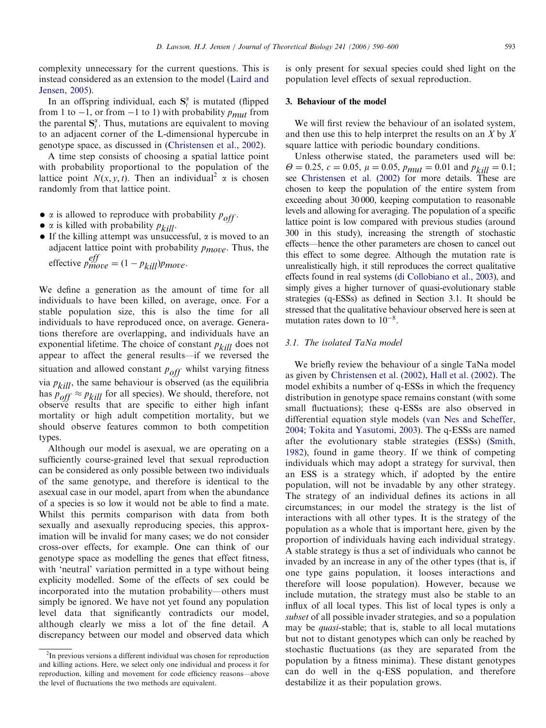complexity unnecessary for the current questions. This is instead considered as an extension to the model (Laird and Jensen, 2005).

In an offspring individual, each $\mathbf{S}_i^{\alpha}$ is mutated (flipped from 1 to −1, or from −1 to 1) with probability $p_{mut}$ from the parental $\mathbf{S}_i^{\alpha}$. Thus, mutations are equivalent to moving to an adjacent corner of the L-dimensional hypercube in genotype space, as discussed in (Christensen et al., 2002).

A time step consists of choosing a spatial lattice point with probability proportional to the population of the lattice point $N(x, y, t)$. Then an individual[2] $\alpha$ is chosen randomly from that lattice point.

- $\alpha$ is allowed to reproduce with probability $p_{off}$.
- $\alpha$ is killed with probability $p_{kill}$.
- If the killing attempt was unsuccessful, $\alpha$ is moved to an adjacent lattice point with probability $p_{move}$. Thus, the effective $p_{move}^{eff} = (1 - p_{kill})p_{move}$.

We define a generation as the amount of time for all individuals to have been killed, on average, once. For a stable population size, this is also the time for all individuals to have reproduced once, on average. Generations therefore are overlapping, and individuals have an exponential lifetime. The choice of constant $p_{kill}$ does not appear to affect the general results—if we reversed the situation and allowed constant $p_{off}$ whilst varying fitness via $p_{kill}$, the same behaviour is observed (as the equilibria has $p_{off} \approx p_{kill}$ for all species). We should, therefore, not observe results that are specific to either high infant mortality or high adult competition mortality, but we should observe features common to both competition types.

Although our model is asexual, we are operating on a sufficiently course-grained level that sexual reproduction can be considered as only possible between two individuals of the same genotype, and therefore is identical to the asexual case in our model, apart from when the abundance of a species is so low it would not be able to find a mate. Whilst this permits comparison with data from both sexually and asexually reproducing species, this approximation will be invalid for many cases; we do not consider cross-over effects, for example. One can think of our genotype space as modelling the genes that effect fitness, with 'neutral' variation permitted in a type without being explicity modelled. Some of the effects of sex could be incorporated into the mutation probability—others must simply be ignored. We have not yet found any population level data that significantly contradicts our model, although clearly we miss a lot of the fine detail. A discrepancy between our model and observed data which is only present for sexual species could shed light on the population level effects of sexual reproduction.

[2] In previous versions a different individual was chosen for reproduction and killing actions. Here, we select only one individual and process it for reproduction, killing and movement for code efficiency reasons—above the level of fluctuations the two methods are equivalent.

## 3. Behaviour of the model

We will first review the behaviour of an isolated system, and then use this to help interpret the results on an $X$ by $X$ square lattice with periodic boundary conditions.

Unless otherwise stated, the parameters used will be: $\Theta = 0.25$, $c = 0.05$, $\mu = 0.05$, $p_{mut} = 0.01$ and $p_{kill} = 0.1$; see Christensen et al. (2002) for more details. These are chosen to keep the population of the entire system from exceeding about 30 000, keeping computation to reasonable levels and allowing for averaging. The population of a specific lattice point is low compared with previous studies (around 300 in this study), increasing the strength of stochastic effects—hence the other parameters are chosen to cancel out this effect to some degree. Although the mutation rate is unrealistically high, it still reproduces the correct qualitative effects found in real systems (di Collobiano et al., 2003), and simply gives a higher turnover of quasi-evolutionary stable strategies (q-ESSs) as defined in Section 3.1. It should be stressed that the qualitative behaviour observed here is seen at mutation rates down to $10^{-8}$.

### 3.1. The isolated TaNa model

We briefly review the behaviour of a single TaNa model as given by Christensen et al. (2002), Hall et al. (2002). The model exhibits a number of q-ESSs in which the frequency distribution in genotype space remains constant (with some small fluctuations); these q-ESSs are also observed in differential equation style models (van Nes and Scheffer, 2004; Tokita and Yasutomi, 2003). The q-ESSs are named after the evolutionary stable strategies (ESSs) (Smith, 1982), found in game theory. If we think of competing individuals which may adopt a strategy for survival, then an ESS is a strategy which, if adopted by the entire population, will not be invadable by any other strategy. The strategy of an individual defines its actions in all circumstances; in our model the strategy is the list of interactions with all other types. It is the strategy of the population as a whole that is important here, given by the proportion of individuals having each individual strategy. A stable strategy is thus a set of individuals who cannot be invaded by an increase in any of the other types (that is, if one type gains population, it looses interactions and therefore will loose population). However, because we include mutation, the strategy must also be stable to an influx of all local types. This list of local types is only a *subset* of all possible invader strategies, and so a population may be *quasi*-stable; that is, stable to all local mutations but not to distant genotypes which can only be reached by stochastic fluctuations (as they are separated from the population by a fitness minima). These distant genotypes can do well in the q-ESS population, and therefore destabilize it as their population grows.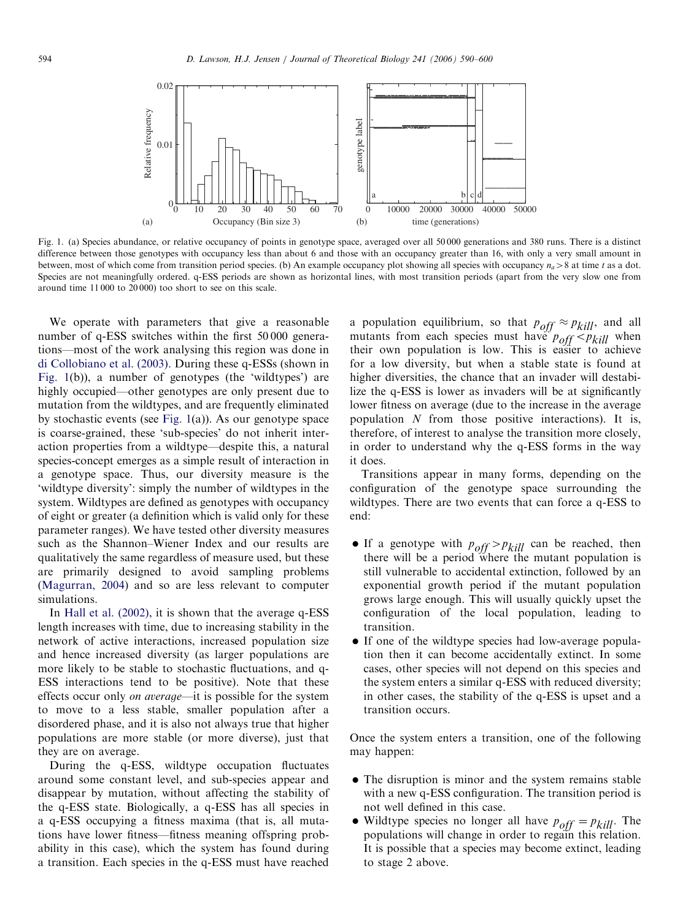Fig. 1. (a) Species abundance, or relative occupancy of points in genotype space, averaged over all 50 000 generations and 380 runs. There is a distinct difference between those genotypes with occupancy less than about 6 and those with an occupancy greater than 16, with only a very small amount in between, most of which come from transition period species. (b) An example occupancy plot showing all species with occupancy $n_a > 8$ at time $t$ as a dot. Species are not meaningfully ordered. q-ESS periods are shown as horizontal lines, with most transition periods (apart from the very slow one from around time 11 000 to 20 000) too short to see on this scale.

We operate with parameters that give a reasonable number of q-ESS switches within the first 50 000 generations—most of the work analysing this region was done in di Collobiano et al. (2003). During these q-ESSs (shown in Fig. 1(b)), a number of genotypes (the 'wildtypes') are highly occupied—other genotypes are only present due to mutation from the wildtypes, and are frequently eliminated by stochastic events (see Fig. 1(a)). As our genotype space is coarse-grained, these 'sub-species' do not inherit interaction properties from a wildtype—despite this, a natural species-concept emerges as a simple result of interaction in a genotype space. Thus, our diversity measure is the 'wildtype diversity': simply the number of wildtypes in the system. Wildtypes are defined as genotypes with occupancy of eight or greater (a definition which is valid only for these parameter ranges). We have tested other diversity measures such as the Shannon–Wiener Index and our results are qualitatively the same regardless of measure used, but these are primarily designed to avoid sampling problems (Magurran, 2004) and so are less relevant to computer simulations.

In Hall et al. (2002), it is shown that the average q-ESS length increases with time, due to increasing stability in the network of active interactions, increased population size and hence increased diversity (as larger populations are more likely to be stable to stochastic fluctuations, and q-ESS interactions tend to be positive). Note that these effects occur only *on average*—it is possible for the system to move to a less stable, smaller population after a disordered phase, and it is also not always true that higher populations are more stable (or more diverse), just that they are on average.

During the q-ESS, wildtype occupation fluctuates around some constant level, and sub-species appear and disappear by mutation, without affecting the stability of the q-ESS state. Biologically, a q-ESS has all species in a q-ESS occupying a fitness maxima (that is, all mutations have lower fitness—fitness meaning offspring probability in this case), which the system has found during a transition. Each species in the q-ESS must have reached a population equilibrium, so that $p_{off} \approx p_{kill}$, and all mutants from each species must have $p_{off} < p_{kill}$ when their own population is low. This is easier to achieve for a low diversity, but when a stable state is found at higher diversities, the chance that an invader will destabilize the q-ESS is lower as invaders will be at significantly lower fitness on average (due to the increase in the average population $N$ from those positive interactions). It is, therefore, of interest to analyse the transition more closely, in order to understand why the q-ESS forms in the way it does.

Transitions appear in many forms, depending on the configuration of the genotype space surrounding the wildtypes. There are two events that can force a q-ESS to end:

- If a genotype with $p_{off} > p_{kill}$ can be reached, then there will be a period where the mutant population is still vulnerable to accidental extinction, followed by an exponential growth period if the mutant population grows large enough. This will usually quickly upset the configuration of the local population, leading to transition.
- If one of the wildtype species had low-average population then it can become accidentally extinct. In some cases, other species will not depend on this species and the system enters a similar q-ESS with reduced diversity; in other cases, the stability of the q-ESS is upset and a transition occurs.

Once the system enters a transition, one of the following may happen:

- The disruption is minor and the system remains stable with a new q-ESS configuration. The transition period is not well defined in this case.
- Wildtype species no longer all have $p_{off} = p_{kill}$. The populations will change in order to regain this relation. It is possible that a species may become extinct, leading to stage 2 above.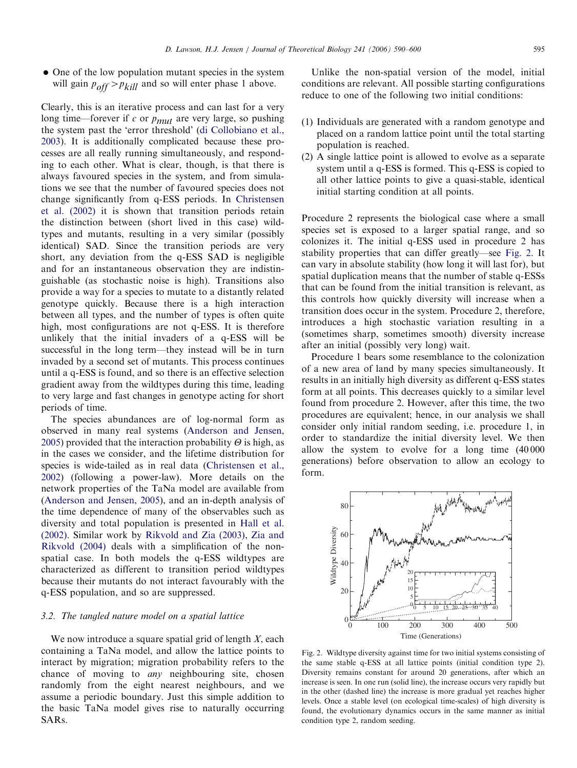- One of the low population mutant species in the system will gain $p_{off} > p_{kill}$ and so will enter phase 1 above.

Clearly, this is an iterative process and can last for a very long time—forever if $c$ or $p_{mut}$ are very large, so pushing the system past the 'error threshold' (di Collobiano et al., 2003). It is additionally complicated because these processes are all really running simultaneously, and responding to each other. What is clear, though, is that there is always favoured species in the system, and from simulations we see that the number of favoured species does not change significantly from q-ESS periods. In Christensen et al. (2002) it is shown that transition periods retain the distinction between (short lived in this case) wildtypes and mutants, resulting in a very similar (possibly identical) SAD. Since the transition periods are very short, any deviation from the q-ESS SAD is negligible and for an instantaneous observation they are indistinguishable (as stochastic noise is high). Transitions also provide a way for a species to mutate to a distantly related genotype quickly. Because there is a high interaction between all types, and the number of types is often quite high, most configurations are not q-ESS. It is therefore unlikely that the initial invaders of a q-ESS will be successful in the long term—they instead will be in turn invaded by a second set of mutants. This process continues until a q-ESS is found, and so there is an effective selection gradient away from the wildtypes during this time, leading to very large and fast changes in genotype acting for short periods of time.

The species abundances are of log-normal form as observed in many real systems (Anderson and Jensen, 2005) provided that the interaction probability $\Theta$ is high, as in the cases we consider, and the lifetime distribution for species is wide-tailed as in real data (Christensen et al., 2002) (following a power-law). More details on the network properties of the TaNa model are available from (Anderson and Jensen, 2005), and an in-depth analysis of the time dependence of many of the observables such as diversity and total population is presented in Hall et al. (2002). Similar work by Rikvold and Zia (2003), Zia and Rikvold (2004) deals with a simplification of the non-spatial case. In both models the q-ESS wildtypes are characterized as different to transition period wildtypes because their mutants do not interact favourably with the q-ESS population, and so are suppressed.

### 3.2. The tangled nature model on a spatial lattice

We now introduce a square spatial grid of length $X$, each containing a TaNa model, and allow the lattice points to interact by migration; migration probability refers to the chance of moving to *any* neighbouring site, chosen randomly from the eight nearest neighbours, and we assume a periodic boundary. Just this simple addition to the basic TaNa model gives rise to naturally occurring SARs.

Unlike the non-spatial version of the model, initial conditions are relevant. All possible starting configurations reduce to one of the following two initial conditions:

(1) Individuals are generated with a random genotype and placed on a random lattice point until the total starting population is reached.
(2) A single lattice point is allowed to evolve as a separate system until a q-ESS is formed. This q-ESS is copied to all other lattice points to give a quasi-stable, identical initial starting condition at all points.

Procedure 2 represents the biological case where a small species set is exposed to a larger spatial range, and so colonizes it. The initial q-ESS used in procedure 2 has stability properties that can differ greatly—see Fig. 2. It can vary in absolute stability (how long it will last for), but spatial duplication means that the number of stable q-ESSs that can be found from the initial transition is relevant, as this controls how quickly diversity will increase when a transition does occur in the system. Procedure 2, therefore, introduces a high stochastic variation resulting in a (sometimes sharp, sometimes smooth) diversity increase after an initial (possibly very long) wait.

Procedure 1 bears some resemblance to the colonization of a new area of land by many species simultaneously. It results in an initially high diversity as different q-ESS states form at all points. This decreases quickly to a similar level found from procedure 2. However, after this time, the two procedures are equivalent; hence, in our analysis we shall consider only initial random seeding, i.e. procedure 1, in order to standardize the initial diversity level. We then allow the system to evolve for a long time (40 000 generations) before observation to allow an ecology to form.

Fig. 2. Wildtype diversity against time for two initial systems consisting of the same stable q-ESS at all lattice points (initial condition type 2). Diversity remains constant for around 20 generations, after which an increase is seen. In one run (solid line), the increase occurs very rapidly but in the other (dashed line) the increase is more gradual yet reaches higher levels. Once a stable level (on ecological time-scales) of high diversity is found, the evolutionary dynamics occurs in the same manner as initial condition type 2, random seeding.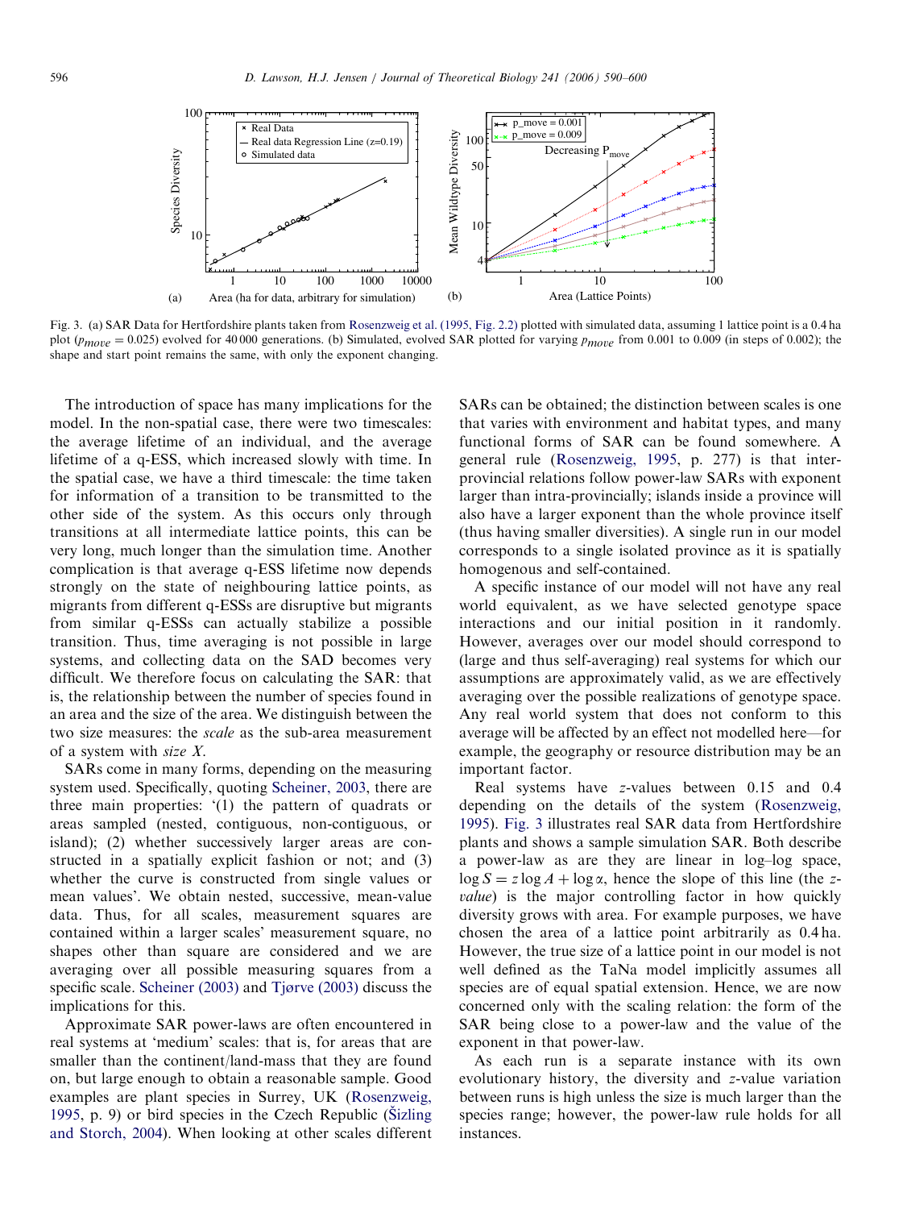Fig. 3. (a) SAR Data for Hertfordshire plants taken from Rosenzweig et al. (1995, Fig. 2.2) plotted with simulated data, assuming 1 lattice point is a 0.4 ha plot ($p_{move} = 0.025$) evolved for 40 000 generations. (b) Simulated, evolved SAR plotted for varying $p_{move}$ from 0.001 to 0.009 (in steps of 0.002); the shape and start point remains the same, with only the exponent changing.

The introduction of space has many implications for the model. In the non-spatial case, there were two timescales: the average lifetime of an individual, and the average lifetime of a q-ESS, which increased slowly with time. In the spatial case, we have a third timescale: the time taken for information of a transition to be transmitted to the other side of the system. As this occurs only through transitions at all intermediate lattice points, this can be very long, much longer than the simulation time. Another complication is that average q-ESS lifetime now depends strongly on the state of neighbouring lattice points, as migrants from different q-ESSs are disruptive but migrants from similar q-ESSs can actually stabilize a possible transition. Thus, time averaging is not possible in large systems, and collecting data on the SAD becomes very difficult. We therefore focus on calculating the SAR: that is, the relationship between the number of species found in an area and the size of the area. We distinguish between the two size measures: the *scale* as the sub-area measurement of a system with *size X*.

SARs come in many forms, depending on the measuring system used. Specifically, quoting Scheiner, 2003, there are three main properties: '(1) the pattern of quadrats or areas sampled (nested, contiguous, non-contiguous, or island); (2) whether successively larger areas are constructed in a spatially explicit fashion or not; and (3) whether the curve is constructed from single values or mean values'. We obtain nested, successive, mean-value data. Thus, for all scales, measurement squares are contained within a larger scales' measurement square, no shapes other than square are considered and we are averaging over all possible measuring squares from a specific scale. Scheiner (2003) and Tjørve (2003) discuss the implications for this.

Approximate SAR power-laws are often encountered in real systems at 'medium' scales: that is, for areas that are smaller than the continent/land-mass that they are found on, but large enough to obtain a reasonable sample. Good examples are plant species in Surrey, UK (Rosenzweig, 1995, p. 9) or bird species in the Czech Republic (Šizling and Storch, 2004). When looking at other scales different SARs can be obtained; the distinction between scales is one that varies with environment and habitat types, and many functional forms of SAR can be found somewhere. A general rule (Rosenzweig, 1995, p. 277) is that inter-provincial relations follow power-law SARs with exponent larger than intra-provincially; islands inside a province will also have a larger exponent than the whole province itself (thus having smaller diversities). A single run in our model corresponds to a single isolated province as it is spatially homogenous and self-contained.

A specific instance of our model will not have any real world equivalent, as we have selected genotype space interactions and our initial position in it randomly. However, averages over our model should correspond to (large and thus self-averaging) real systems for which our assumptions are approximately valid, as we are effectively averaging over the possible realizations of genotype space. Any real world system that does not conform to this average will be affected by an effect not modelled here—for example, the geography or resource distribution may be an important factor.

Real systems have $z$-values between 0.15 and 0.4 depending on the details of the system (Rosenzweig, 1995). Fig. 3 illustrates real SAR data from Hertfordshire plants and shows a sample simulation SAR. Both describe a power-law as are they are linear in log–log space, $\log S = z \log A + \log \alpha$, hence the slope of this line (the *z-value*) is the major controlling factor in how quickly diversity grows with area. For example purposes, we have chosen the area of a lattice point arbitrarily as 0.4 ha. However, the true size of a lattice point in our model is not well defined as the TaNa model implicitly assumes all species are of equal spatial extension. Hence, we are now concerned only with the scaling relation: the form of the SAR being close to a power-law and the value of the exponent in that power-law.

As each run is a separate instance with its own evolutionary history, the diversity and $z$-value variation between runs is high unless the size is much larger than the species range; however, the power-law rule holds for all instances.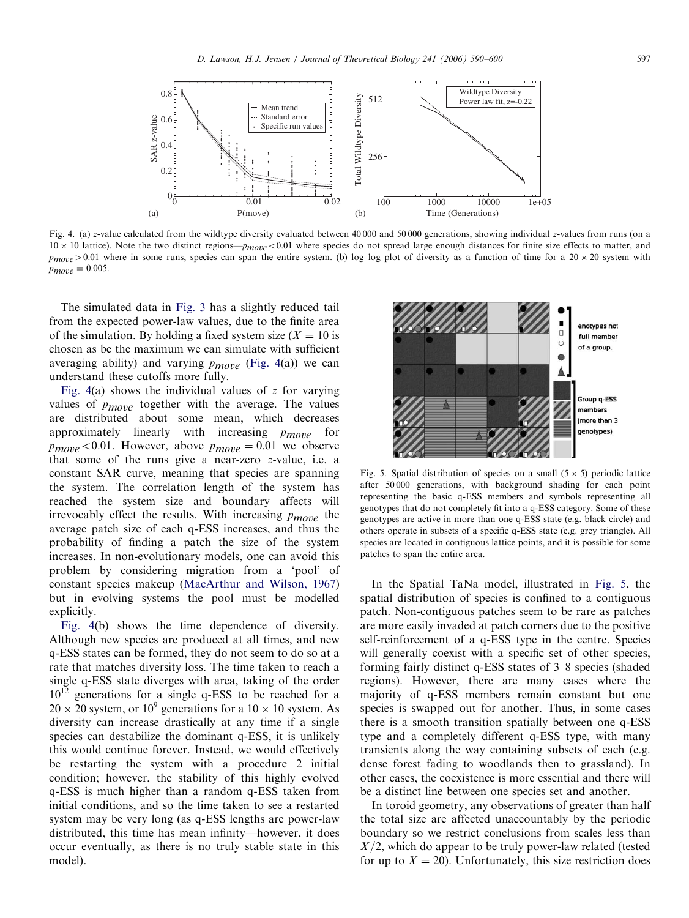Fig. 4. (a) z-value calculated from the wildtype diversity evaluated between 40 000 and 50 000 generations, showing individual z-values from runs (on a $10 \times 10$ lattice). Note the two distinct regions—$p_{move} < 0.01$ where species do not spread large enough distances for finite size effects to matter, and $p_{move} > 0.01$ where in some runs, species can span the entire system. (b) log–log plot of diversity as a function of time for a $20 \times 20$ system with $p_{move} = 0.005$.

The simulated data in Fig. 3 has a slightly reduced tail from the expected power-law values, due to the finite area of the simulation. By holding a fixed system size ($X = 10$ is chosen as be the maximum we can simulate with sufficient averaging ability) and varying $p_{move}$ (Fig. 4(a)) we can understand these cutoffs more fully.

Fig. 4(a) shows the individual values of $z$ for varying values of $p_{move}$ together with the average. The values are distributed about some mean, which decreases approximately linearly with increasing $p_{move}$ for $p_{move} < 0.01$. However, above $p_{move} = 0.01$ we observe that some of the runs give a near-zero $z$-value, i.e. a constant SAR curve, meaning that species are spanning the system. The correlation length of the system has reached the system size and boundary affects will irrevocably effect the results. With increasing $p_{move}$ the average patch size of each q-ESS increases, and thus the probability of finding a patch the size of the system increases. In non-evolutionary models, one can avoid this problem by considering migration from a 'pool' of constant species makeup (MacArthur and Wilson, 1967) but in evolving systems the pool must be modelled explicitly.

Fig. 4(b) shows the time dependence of diversity. Although new species are produced at all times, and new q-ESS states can be formed, they do not seem to do so at a rate that matches diversity loss. The time taken to reach a single q-ESS state diverges with area, taking of the order $10^{12}$ generations for a single q-ESS to be reached for a $20 \times 20$ system, or $10^{9}$ generations for a $10 \times 10$ system. As diversity can increase drastically at any time if a single species can destabilize the dominant q-ESS, it is unlikely this would continue forever. Instead, we would effectively be restarting the system with a procedure 2 initial condition; however, the stability of this highly evolved q-ESS is much higher than a random q-ESS taken from initial conditions, and so the time taken to see a restarted system may be very long (as q-ESS lengths are power-law distributed, this time has mean infinity—however, it does occur eventually, as there is no truly stable state in this model).

Fig. 5. Spatial distribution of species on a small ($5 \times 5$) periodic lattice after 50 000 generations, with background shading for each point representing the basic q-ESS members and symbols representing all genotypes that do not completely fit into a q-ESS category. Some of these genotypes are active in more than one q-ESS state (e.g. black circle) and others operate in subsets of a specific q-ESS state (e.g. grey triangle). All species are located in contiguous lattice points, and it is possible for some patches to span the entire area.

In the Spatial TaNa model, illustrated in Fig. 5, the spatial distribution of species is confined to a contiguous patch. Non-contiguous patches seem to be rare as patches are more easily invaded at patch corners due to the positive self-reinforcement of a q-ESS type in the centre. Species will generally coexist with a specific set of other species, forming fairly distinct q-ESS states of 3–8 species (shaded regions). However, there are many cases where the majority of q-ESS members remain constant but one species is swapped out for another. Thus, in some cases there is a smooth transition spatially between one q-ESS type and a completely different q-ESS type, with many transients along the way containing subsets of each (e.g. dense forest fading to woodlands then to grassland). In other cases, the coexistence is more essential and there will be a distinct line between one species set and another.

In toroid geometry, any observations of greater than half the total size are affected unaccountably by the periodic boundary so we restrict conclusions from scales less than $X/2$, which do appear to be truly power-law related (tested for up to $X = 20$). Unfortunately, this size restriction does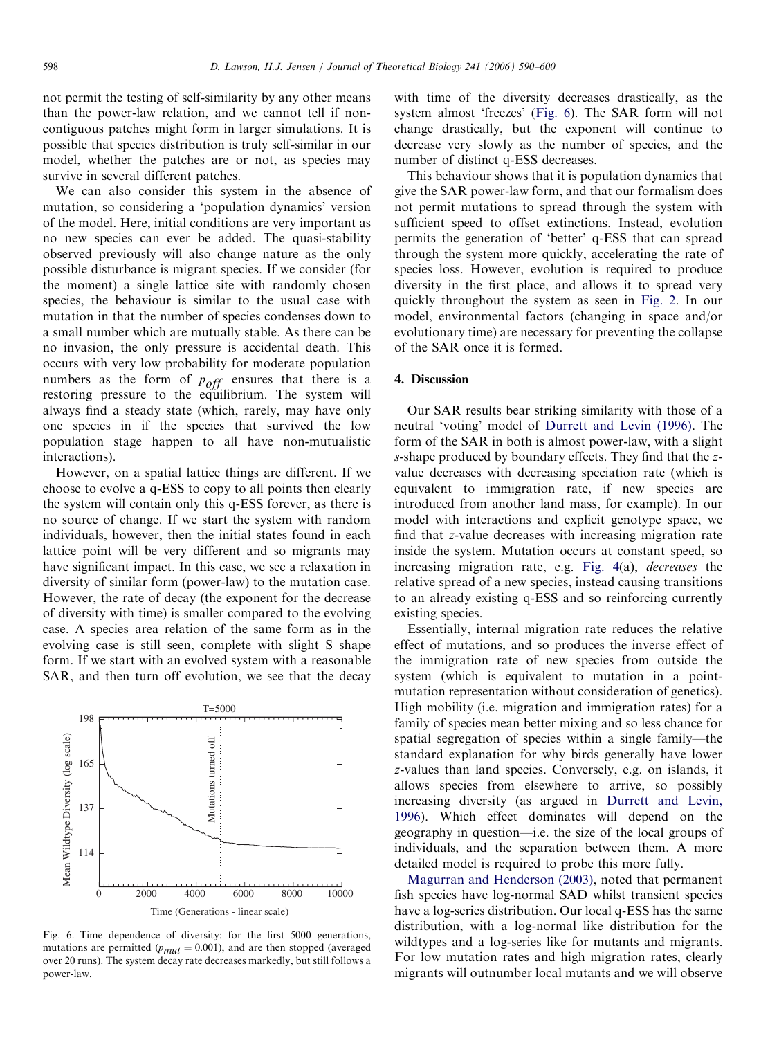not permit the testing of self-similarity by any other means than the power-law relation, and we cannot tell if non-contiguous patches might form in larger simulations. It is possible that species distribution is truly self-similar in our model, whether the patches are or not, as species may survive in several different patches.

We can also consider this system in the absence of mutation, so considering a 'population dynamics' version of the model. Here, initial conditions are very important as no new species can ever be added. The quasi-stability observed previously will also change nature as the only possible disturbance is migrant species. If we consider (for the moment) a single lattice site with randomly chosen species, the behaviour is similar to the usual case with mutation in that the number of species condenses down to a small number which are mutually stable. As there can be no invasion, the only pressure is accidental death. This occurs with very low probability for moderate population numbers as the form of $p_{off}$ ensures that there is a restoring pressure to the equilibrium. The system will always find a steady state (which, rarely, may have only one species in if the species that survived the low population stage happen to all have non-mutualistic interactions).

However, on a spatial lattice things are different. If we choose to evolve a q-ESS to copy to all points then clearly the system will contain only this q-ESS forever, as there is no source of change. If we start the system with random individuals, however, then the initial states found in each lattice point will be very different and so migrants may have significant impact. In this case, we see a relaxation in diversity of similar form (power-law) to the mutation case. However, the rate of decay (the exponent for the decrease of diversity with time) is smaller compared to the evolving case. A species–area relation of the same form as in the evolving case is still seen, complete with slight S shape form. If we start with an evolved system with a reasonable SAR, and then turn off evolution, we see that the decay with time of the diversity decreases drastically, as the system almost 'freezes' (Fig. 6). The SAR form will not change drastically, but the exponent will continue to decrease very slowly as the number of species, and the number of distinct q-ESS decreases.

Fig. 6. Time dependence of diversity: for the first 5000 generations, mutations are permitted ($p_{mut} = 0.001$), and are then stopped (averaged over 20 runs). The system decay rate decreases markedly, but still follows a power-law.

This behaviour shows that it is population dynamics that give the SAR power-law form, and that our formalism does not permit mutations to spread through the system with sufficient speed to offset extinctions. Instead, evolution permits the generation of 'better' q-ESS that can spread through the system more quickly, accelerating the rate of species loss. However, evolution is required to produce diversity in the first place, and allows it to spread very quickly throughout the system as seen in Fig. 2. In our model, environmental factors (changing in space and/or evolutionary time) are necessary for preventing the collapse of the SAR once it is formed.

## 4. Discussion

Our SAR results bear striking similarity with those of a neutral 'voting' model of Durrett and Levin (1996). The form of the SAR in both is almost power-law, with a slight *s*-shape produced by boundary effects. They find that the *z*-value decreases with decreasing speciation rate (which is equivalent to immigration rate, if new species are introduced from another land mass, for example). In our model with interactions and explicit genotype space, we find that *z*-value decreases with increasing migration rate inside the system. Mutation occurs at constant speed, so increasing migration rate, e.g. Fig. 4(a), *decreases* the relative spread of a new species, instead causing transitions to an already existing q-ESS and so reinforcing currently existing species.

Essentially, internal migration rate reduces the relative effect of mutations, and so produces the inverse effect of the immigration rate of new species from outside the system (which is equivalent to mutation in a point-mutation representation without consideration of genetics). High mobility (i.e. migration and immigration rates) for a family of species mean better mixing and so less chance for spatial segregation of species within a single family—the standard explanation for why birds generally have lower *z*-values than land species. Conversely, e.g. on islands, it allows species from elsewhere to arrive, so possibly increasing diversity (as argued in Durrett and Levin, 1996). Which effect dominates will depend on the geography in question—i.e. the size of the local groups of individuals, and the separation between them. A more detailed model is required to probe this more fully.

Magurran and Henderson (2003), noted that permanent fish species have log-normal SAD whilst transient species have a log-series distribution. Our local q-ESS has the same distribution, with a log-normal like distribution for the wildtypes and a log-series like for mutants and migrants. For low mutation rates and high migration rates, clearly migrants will outnumber local mutants and we will observe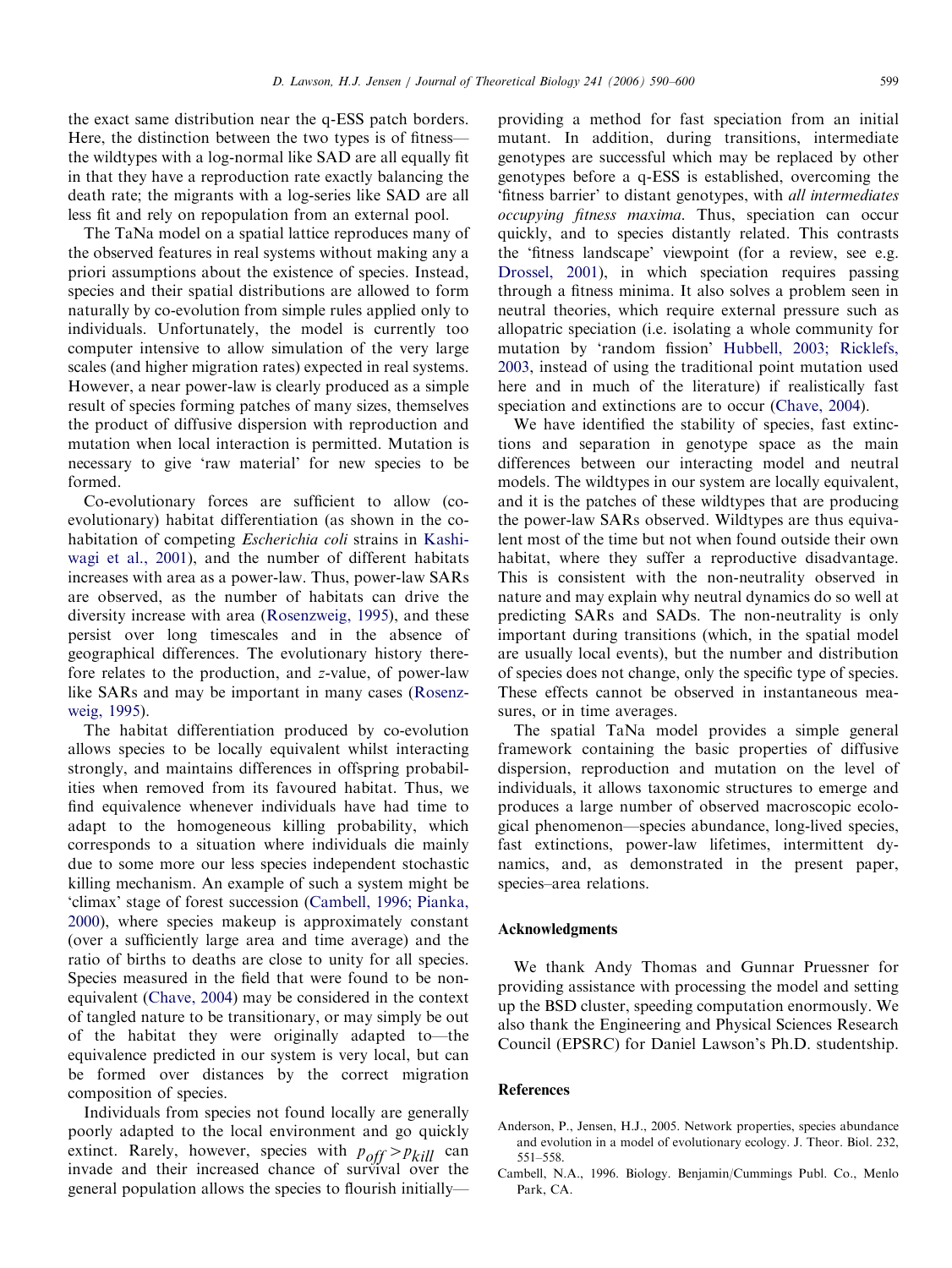the exact same distribution near the q-ESS patch borders. Here, the distinction between the two types is of fitness—the wildtypes with a log-normal like SAD are all equally fit in that they have a reproduction rate exactly balancing the death rate; the migrants with a log-series like SAD are all less fit and rely on repopulation from an external pool.

The TaNa model on a spatial lattice reproduces many of the observed features in real systems without making any a priori assumptions about the existence of species. Instead, species and their spatial distributions are allowed to form naturally by co-evolution from simple rules applied only to individuals. Unfortunately, the model is currently too computer intensive to allow simulation of the very large scales (and higher migration rates) expected in real systems. However, a near power-law is clearly produced as a simple result of species forming patches of many sizes, themselves the product of diffusive dispersion with reproduction and mutation when local interaction is permitted. Mutation is necessary to give 'raw material' for new species to be formed.

Co-evolutionary forces are sufficient to allow (co-evolutionary) habitat differentiation (as shown in the co-habitation of competing *Escherichia coli* strains in Kashiwagi et al., 2001), and the number of different habitats increases with area as a power-law. Thus, power-law SARs are observed, as the number of habitats can drive the diversity increase with area (Rosenzweig, 1995), and these persist over long timescales and in the absence of geographical differences. The evolutionary history therefore relates to the production, and $z$-value, of power-law like SARs and may be important in many cases (Rosenzweig, 1995).

The habitat differentiation produced by co-evolution allows species to be locally equivalent whilst interacting strongly, and maintains differences in offspring probabilities when removed from its favoured habitat. Thus, we find equivalence whenever individuals have had time to adapt to the homogeneous killing probability, which corresponds to a situation where individuals die mainly due to some more our less species independent stochastic killing mechanism. An example of such a system might be 'climax' stage of forest succession (Cambell, 1996; Pianka, 2000), where species makeup is approximately constant (over a sufficiently large area and time average) and the ratio of births to deaths are close to unity for all species. Species measured in the field that were found to be non-equivalent (Chave, 2004) may be considered in the context of tangled nature to be transitionary, or may simply be out of the habitat they were originally adapted to—the equivalence predicted in our system is very local, but can be formed over distances by the correct migration composition of species.

Individuals from species not found locally are generally poorly adapted to the local environment and go quickly extinct. Rarely, however, species with $p_{off} > p_{kill}$ can invade and their increased chance of survival over the general population allows the species to flourish initially—providing a method for fast speciation from an initial mutant. In addition, during transitions, intermediate genotypes are successful which may be replaced by other genotypes before a q-ESS is established, overcoming the 'fitness barrier' to distant genotypes, with *all intermediates occupying fitness maxima*. Thus, speciation can occur quickly, and to species distantly related. This contrasts the 'fitness landscape' viewpoint (for a review, see e.g. Drossel, 2001), in which speciation requires passing through a fitness minima. It also solves a problem seen in neutral theories, which require external pressure such as allopatric speciation (i.e. isolating a whole community for mutation by 'random fission' Hubbell, 2003; Ricklefs, 2003, instead of using the traditional point mutation used here and in much of the literature) if realistically fast speciation and extinctions are to occur (Chave, 2004).

We have identified the stability of species, fast extinctions and separation in genotype space as the main differences between our interacting model and neutral models. The wildtypes in our system are locally equivalent, and it is the patches of these wildtypes that are producing the power-law SARs observed. Wildtypes are thus equivalent most of the time but not when found outside their own habitat, where they suffer a reproductive disadvantage. This is consistent with the non-neutrality observed in nature and may explain why neutral dynamics do so well at predicting SARs and SADs. The non-neutrality is only important during transitions (which, in the spatial model are usually local events), but the number and distribution of species does not change, only the specific type of species. These effects cannot be observed in instantaneous measures, or in time averages.

The spatial TaNa model provides a simple general framework containing the basic properties of diffusive dispersion, reproduction and mutation on the level of individuals, it allows taxonomic structures to emerge and produces a large number of observed macroscopic ecological phenomenon—species abundance, long-lived species, fast extinctions, power-law lifetimes, intermittent dynamics, and, as demonstrated in the present paper, species–area relations.

## Acknowledgments

We thank Andy Thomas and Gunnar Pruessner for providing assistance with processing the model and setting up the BSD cluster, speeding computation enormously. We also thank the Engineering and Physical Sciences Research Council (EPSRC) for Daniel Lawson's Ph.D. studentship.

## References

Anderson, P., Jensen, H.J., 2005. Network properties, species abundance and evolution in a model of evolutionary ecology. J. Theor. Biol. 232, 551–558.

Cambell, N.A., 1996. Biology. Benjamin/Cummings Publ. Co., Menlo Park, CA.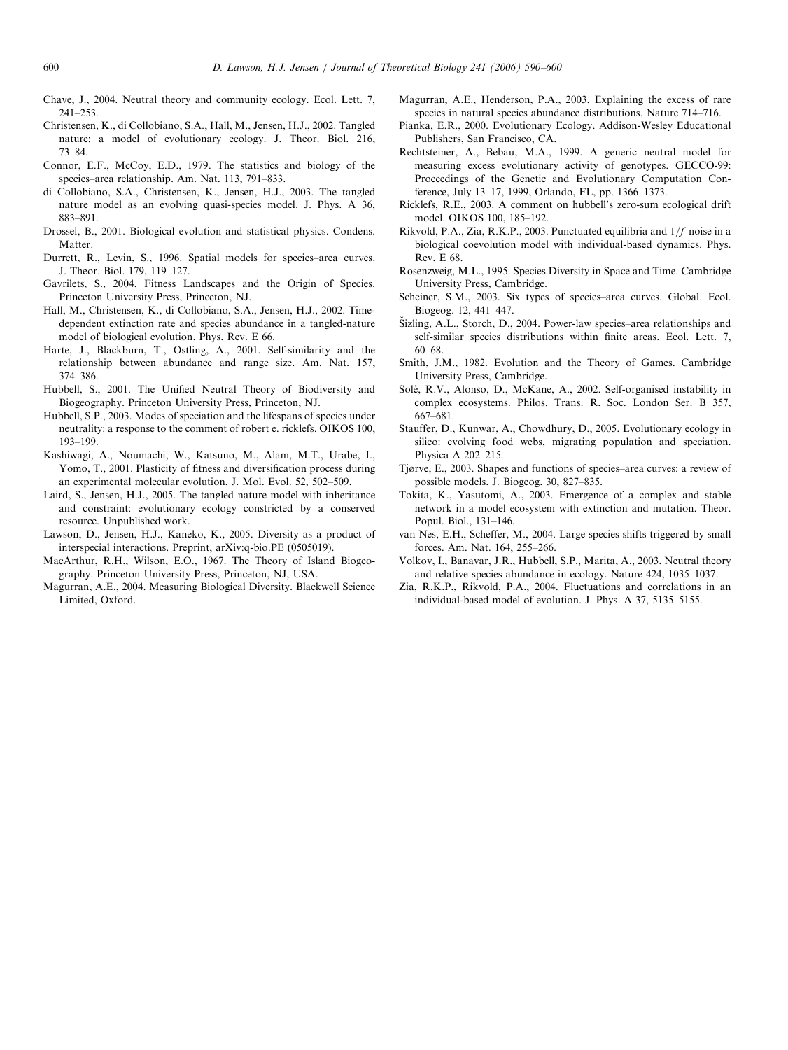Chave, J., 2004. Neutral theory and community ecology. Ecol. Lett. 7, 241–253.

Christensen, K., di Collobiano, S.A., Hall, M., Jensen, H.J., 2002. Tangled nature: a model of evolutionary ecology. J. Theor. Biol. 216, 73–84.

Connor, E.F., McCoy, E.D., 1979. The statistics and biology of the species–area relationship. Am. Nat. 113, 791–833.

di Collobiano, S.A., Christensen, K., Jensen, H.J., 2003. The tangled nature model as an evolving quasi-species model. J. Phys. A 36, 883–891.

Drossel, B., 2001. Biological evolution and statistical physics. Condens. Matter.

Durrett, R., Levin, S., 1996. Spatial models for species–area curves. J. Theor. Biol. 179, 119–127.

Gavrilets, S., 2004. Fitness Landscapes and the Origin of Species. Princeton University Press, Princeton, NJ.

Hall, M., Christensen, K., di Collobiano, S.A., Jensen, H.J., 2002. Time-dependent extinction rate and species abundance in a tangled-nature model of biological evolution. Phys. Rev. E 66.

Harte, J., Blackburn, T., Ostling, A., 2001. Self-similarity and the relationship between abundance and range size. Am. Nat. 157, 374–386.

Hubbell, S., 2001. The Unified Neutral Theory of Biodiversity and Biogeography. Princeton University Press, Princeton, NJ.

Hubbell, S.P., 2003. Modes of speciation and the lifespans of species under neutrality: a response to the comment of robert e. ricklefs. OIKOS 100, 193–199.

Kashiwagi, A., Noumachi, W., Katsuno, M., Alam, M.T., Urabe, I., Yomo, T., 2001. Plasticity of fitness and diversification process during an experimental molecular evolution. J. Mol. Evol. 52, 502–509.

Laird, S., Jensen, H.J., 2005. The tangled nature model with inheritance and constraint: evolutionary ecology constricted by a conserved resource. Unpublished work.

Lawson, D., Jensen, H.J., Kaneko, K., 2005. Diversity as a product of interspecial interactions. Preprint, arXiv:q-bio.PE (0505019).

MacArthur, R.H., Wilson, E.O., 1967. The Theory of Island Biogeography. Princeton University Press, Princeton, NJ, USA.

Magurran, A.E., 2004. Measuring Biological Diversity. Blackwell Science Limited, Oxford.

Magurran, A.E., Henderson, P.A., 2003. Explaining the excess of rare species in natural species abundance distributions. Nature 714–716.

Pianka, E.R., 2000. Evolutionary Ecology. Addison-Wesley Educational Publishers, San Francisco, CA.

Rechtsteiner, A., Bebau, M.A., 1999. A generic neutral model for measuring excess evolutionary activity of genotypes. GECCO-99: Proceedings of the Genetic and Evolutionary Computation Conference, July 13–17, 1999, Orlando, FL, pp. 1366–1373.

Ricklefs, R.E., 2003. A comment on hubbell's zero-sum ecological drift model. OIKOS 100, 185–192.

Rikvold, P.A., Zia, R.K.P., 2003. Punctuated equilibria and $1/f$ noise in a biological coevolution model with individual-based dynamics. Phys. Rev. E 68.

Rosenzweig, M.L., 1995. Species Diversity in Space and Time. Cambridge University Press, Cambridge.

Scheiner, S.M., 2003. Six types of species–area curves. Global. Ecol. Biogeog. 12, 441–447.

Šizling, A.L., Storch, D., 2004. Power-law species–area relationships and self-similar species distributions within finite areas. Ecol. Lett. 7, 60–68.

Smith, J.M., 1982. Evolution and the Theory of Games. Cambridge University Press, Cambridge.

Solé, R.V., Alonso, D., McKane, A., 2002. Self-organised instability in complex ecosystems. Philos. Trans. R. Soc. London Ser. B 357, 667–681.

Stauffer, D., Kunwar, A., Chowdhury, D., 2005. Evolutionary ecology in silico: evolving food webs, migrating population and speciation. Physica A 202–215.

Tjørve, E., 2003. Shapes and functions of species–area curves: a review of possible models. J. Biogeog. 30, 827–835.

Tokita, K., Yasutomi, A., 2003. Emergence of a complex and stable network in a model ecosystem with extinction and mutation. Theor. Popul. Biol., 131–146.

van Nes, E.H., Scheffer, M., 2004. Large species shifts triggered by small forces. Am. Nat. 164, 255–266.

Volkov, I., Banavar, J.R., Hubbell, S.P., Marita, A., 2003. Neutral theory and relative species abundance in ecology. Nature 424, 1035–1037.

Zia, R.K.P., Rikvold, P.A., 2004. Fluctuations and correlations in an individual-based model of evolution. J. Phys. A 37, 5135–5155.